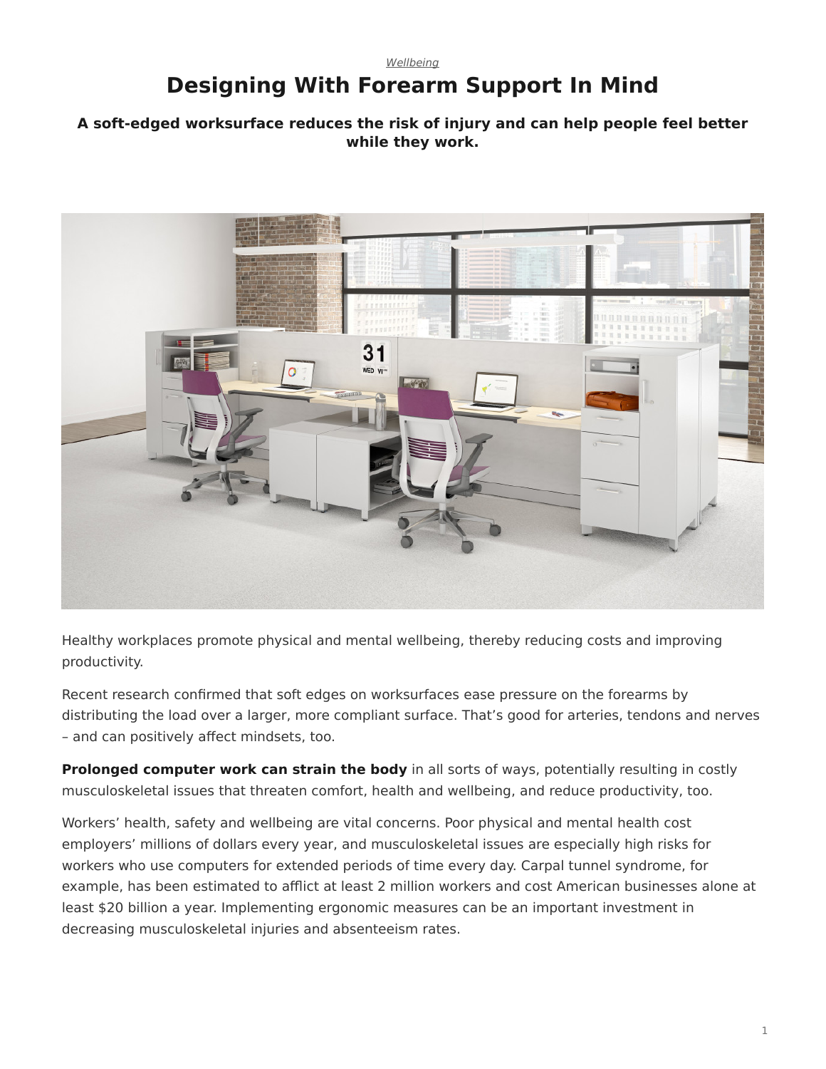*Wellbeing*

# Designing With Forearm Support In Mind

**A soft-edged worksurface reduces the risk of injury and can help people feel better while they work.**

Healthy workplaces promote physical and mental wellbeing, thereby reducing costs and improving productivity.

Recent research confirmed that soft edges on worksurfaces ease pressure on the forearms by distributing the load over a larger, more compliant surface. That's good for arteries, tendons and nerves – and can positively affect mindsets, too.

**Prolonged computer work can strain the body** in all sorts of ways, potentially resulting in costly musculoskeletal issues that threaten comfort, health and wellbeing, and reduce productivity, too.

Workers' health, safety and wellbeing are vital concerns. Poor physical and mental health cost employers' millions of dollars every year, and musculoskeletal issues are especially high risks for workers who use computers for extended periods of time every day. Carpal tunnel syndrome, for example, has been estimated to afflict at least 2 million workers and cost American businesses alone at least $20 billion a year. Implementing ergonomic measures can be an important investment in decreasing musculoskeletal injuries and absenteeism rates.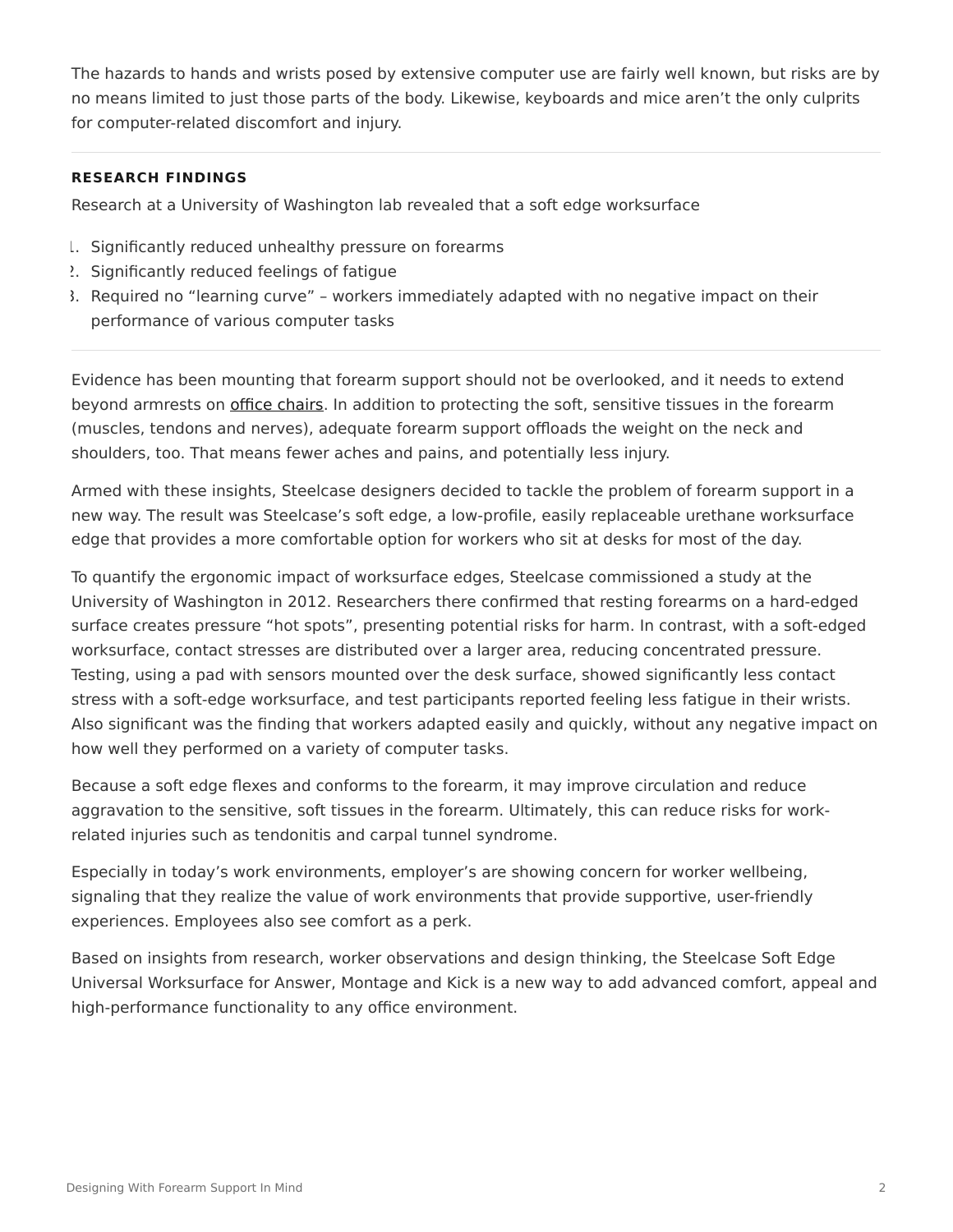The hazards to hands and wrists posed by extensive computer use are fairly well known, but risks are by no means limited to just those parts of the body. Likewise, keyboards and mice aren't the only culprits for computer-related discomfort and injury.

---

### RESEARCH FINDINGS

Research at a University of Washington lab revealed that a soft edge worksurface

1. Significantly reduced unhealthy pressure on forearms
2. Significantly reduced feelings of fatigue
3. Required no "learning curve" – workers immediately adapted with no negative impact on their performance of various computer tasks

---

Evidence has been mounting that forearm support should not be overlooked, and it needs to extend beyond armrests on office chairs. In addition to protecting the soft, sensitive tissues in the forearm (muscles, tendons and nerves), adequate forearm support offloads the weight on the neck and shoulders, too. That means fewer aches and pains, and potentially less injury.

Armed with these insights, Steelcase designers decided to tackle the problem of forearm support in a new way. The result was Steelcase's soft edge, a low-profile, easily replaceable urethane worksurface edge that provides a more comfortable option for workers who sit at desks for most of the day.

To quantify the ergonomic impact of worksurface edges, Steelcase commissioned a study at the University of Washington in 2012. Researchers there confirmed that resting forearms on a hard-edged surface creates pressure "hot spots", presenting potential risks for harm. In contrast, with a soft-edged worksurface, contact stresses are distributed over a larger area, reducing concentrated pressure. Testing, using a pad with sensors mounted over the desk surface, showed significantly less contact stress with a soft-edge worksurface, and test participants reported feeling less fatigue in their wrists. Also significant was the finding that workers adapted easily and quickly, without any negative impact on how well they performed on a variety of computer tasks.

Because a soft edge flexes and conforms to the forearm, it may improve circulation and reduce aggravation to the sensitive, soft tissues in the forearm. Ultimately, this can reduce risks for work-related injuries such as tendonitis and carpal tunnel syndrome.

Especially in today's work environments, employer's are showing concern for worker wellbeing, signaling that they realize the value of work environments that provide supportive, user-friendly experiences. Employees also see comfort as a perk.

Based on insights from research, worker observations and design thinking, the Steelcase Soft Edge Universal Worksurface for Answer, Montage and Kick is a new way to add advanced comfort, appeal and high-performance functionality to any office environment.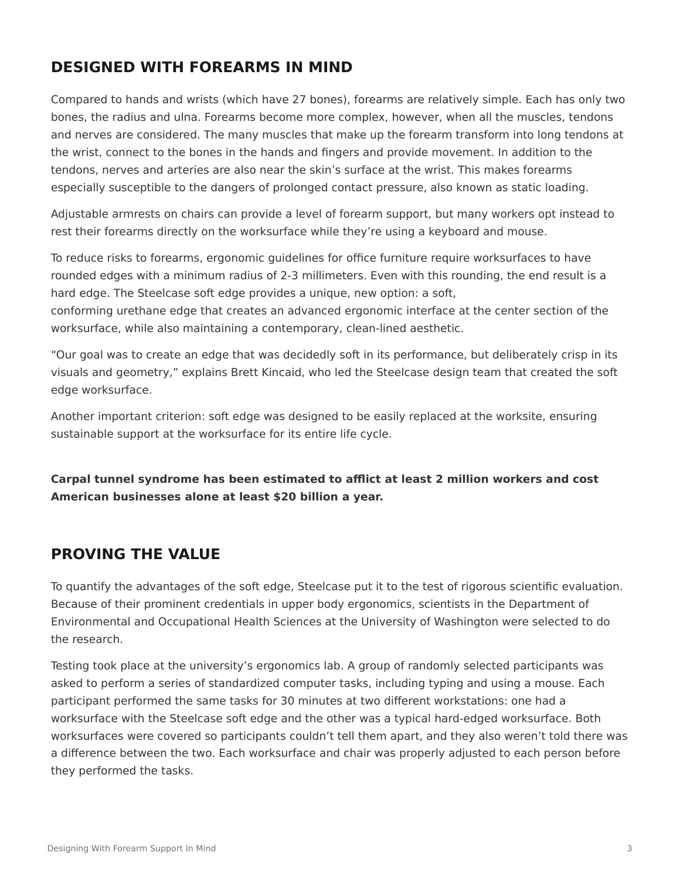## DESIGNED WITH FOREARMS IN MIND

Compared to hands and wrists (which have 27 bones), forearms are relatively simple. Each has only two bones, the radius and ulna. Forearms become more complex, however, when all the muscles, tendons and nerves are considered. The many muscles that make up the forearm transform into long tendons at the wrist, connect to the bones in the hands and fingers and provide movement. In addition to the tendons, nerves and arteries are also near the skin's surface at the wrist. This makes forearms especially susceptible to the dangers of prolonged contact pressure, also known as static loading.

Adjustable armrests on chairs can provide a level of forearm support, but many workers opt instead to rest their forearms directly on the worksurface while they're using a keyboard and mouse.

To reduce risks to forearms, ergonomic guidelines for office furniture require worksurfaces to have rounded edges with a minimum radius of 2-3 millimeters. Even with this rounding, the end result is a hard edge. The Steelcase soft edge provides a unique, new option: a soft, conforming urethane edge that creates an advanced ergonomic interface at the center section of the worksurface, while also maintaining a contemporary, clean-lined aesthetic.

"Our goal was to create an edge that was decidedly soft in its performance, but deliberately crisp in its visuals and geometry," explains Brett Kincaid, who led the Steelcase design team that created the soft edge worksurface.

Another important criterion: soft edge was designed to be easily replaced at the worksite, ensuring sustainable support at the worksurface for its entire life cycle.

**Carpal tunnel syndrome has been estimated to afflict at least 2 million workers and cost American businesses alone at least $20 billion a year.**

## PROVING THE VALUE

To quantify the advantages of the soft edge, Steelcase put it to the test of rigorous scientific evaluation. Because of their prominent credentials in upper body ergonomics, scientists in the Department of Environmental and Occupational Health Sciences at the University of Washington were selected to do the research.

Testing took place at the university's ergonomics lab. A group of randomly selected participants was asked to perform a series of standardized computer tasks, including typing and using a mouse. Each participant performed the same tasks for 30 minutes at two different workstations: one had a worksurface with the Steelcase soft edge and the other was a typical hard-edged worksurface. Both worksurfaces were covered so participants couldn't tell them apart, and they also weren't told there was a difference between the two. Each worksurface and chair was properly adjusted to each person before they performed the tasks.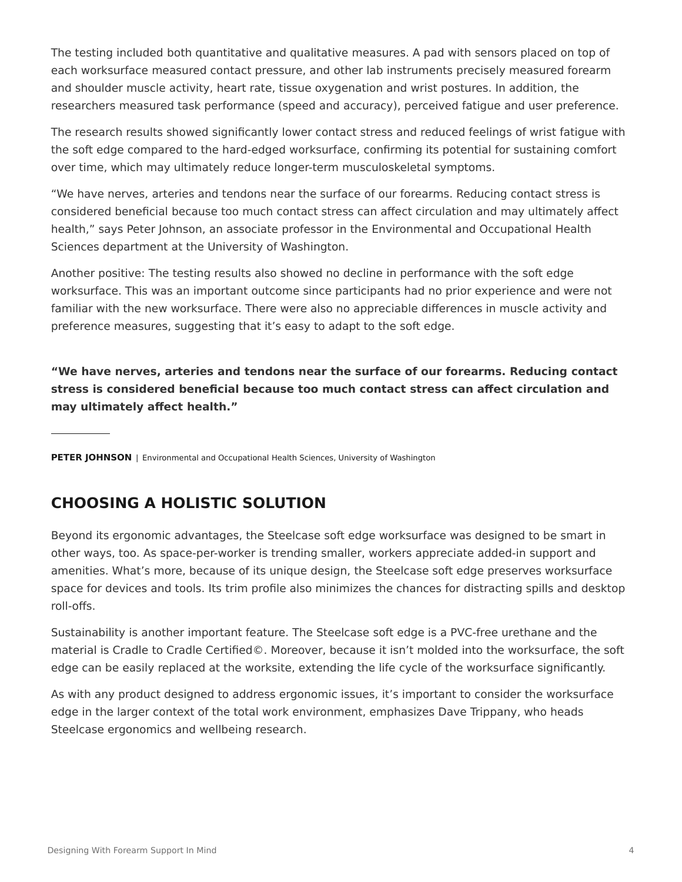The testing included both quantitative and qualitative measures. A pad with sensors placed on top of each worksurface measured contact pressure, and other lab instruments precisely measured forearm and shoulder muscle activity, heart rate, tissue oxygenation and wrist postures. In addition, the researchers measured task performance (speed and accuracy), perceived fatigue and user preference.

The research results showed significantly lower contact stress and reduced feelings of wrist fatigue with the soft edge compared to the hard-edged worksurface, confirming its potential for sustaining comfort over time, which may ultimately reduce longer-term musculoskeletal symptoms.

“We have nerves, arteries and tendons near the surface of our forearms. Reducing contact stress is considered beneficial because too much contact stress can affect circulation and may ultimately affect health,” says Peter Johnson, an associate professor in the Environmental and Occupational Health Sciences department at the University of Washington.

Another positive: The testing results also showed no decline in performance with the soft edge worksurface. This was an important outcome since participants had no prior experience and were not familiar with the new worksurface. There were also no appreciable differences in muscle activity and preference measures, suggesting that it’s easy to adapt to the soft edge.

**“We have nerves, arteries and tendons near the surface of our forearms. Reducing contact stress is considered beneficial because too much contact stress can affect circulation and may ultimately affect health.”**

**PETER JOHNSON** | Environmental and Occupational Health Sciences, University of Washington

## CHOOSING A HOLISTIC SOLUTION

Beyond its ergonomic advantages, the Steelcase soft edge worksurface was designed to be smart in other ways, too. As space-per-worker is trending smaller, workers appreciate added-in support and amenities. What’s more, because of its unique design, the Steelcase soft edge preserves worksurface space for devices and tools. Its trim profile also minimizes the chances for distracting spills and desktop roll-offs.

Sustainability is another important feature. The Steelcase soft edge is a PVC-free urethane and the material is Cradle to Cradle Certified©. Moreover, because it isn’t molded into the worksurface, the soft edge can be easily replaced at the worksite, extending the life cycle of the worksurface significantly.

As with any product designed to address ergonomic issues, it’s important to consider the worksurface edge in the larger context of the total work environment, emphasizes Dave Trippany, who heads Steelcase ergonomics and wellbeing research.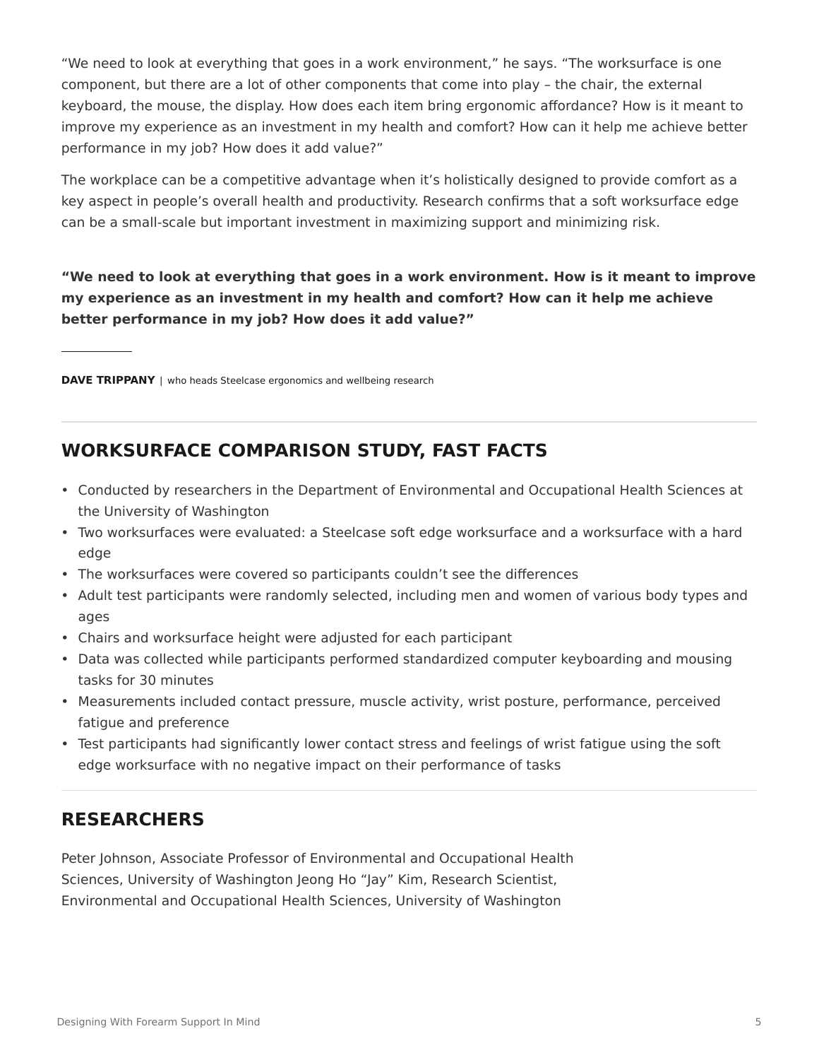"We need to look at everything that goes in a work environment," he says. "The worksurface is one component, but there are a lot of other components that come into play – the chair, the external keyboard, the mouse, the display. How does each item bring ergonomic affordance? How is it meant to improve my experience as an investment in my health and comfort? How can it help me achieve better performance in my job? How does it add value?"

The workplace can be a competitive advantage when it's holistically designed to provide comfort as a key aspect in people's overall health and productivity. Research confirms that a soft worksurface edge can be a small-scale but important investment in maximizing support and minimizing risk.

**"We need to look at everything that goes in a work environment. How is it meant to improve my experience as an investment in my health and comfort? How can it help me achieve better performance in my job? How does it add value?"**

**DAVE TRIPPANY** | who heads Steelcase ergonomics and wellbeing research

## WORKSURFACE COMPARISON STUDY, FAST FACTS

- Conducted by researchers in the Department of Environmental and Occupational Health Sciences at the University of Washington
- Two worksurfaces were evaluated: a Steelcase soft edge worksurface and a worksurface with a hard edge
- The worksurfaces were covered so participants couldn't see the differences
- Adult test participants were randomly selected, including men and women of various body types and ages
- Chairs and worksurface height were adjusted for each participant
- Data was collected while participants performed standardized computer keyboarding and mousing tasks for 30 minutes
- Measurements included contact pressure, muscle activity, wrist posture, performance, perceived fatigue and preference
- Test participants had significantly lower contact stress and feelings of wrist fatigue using the soft edge worksurface with no negative impact on their performance of tasks

## RESEARCHERS

Peter Johnson, Associate Professor of Environmental and Occupational Health Sciences, University of Washington Jeong Ho "Jay" Kim, Research Scientist, Environmental and Occupational Health Sciences, University of Washington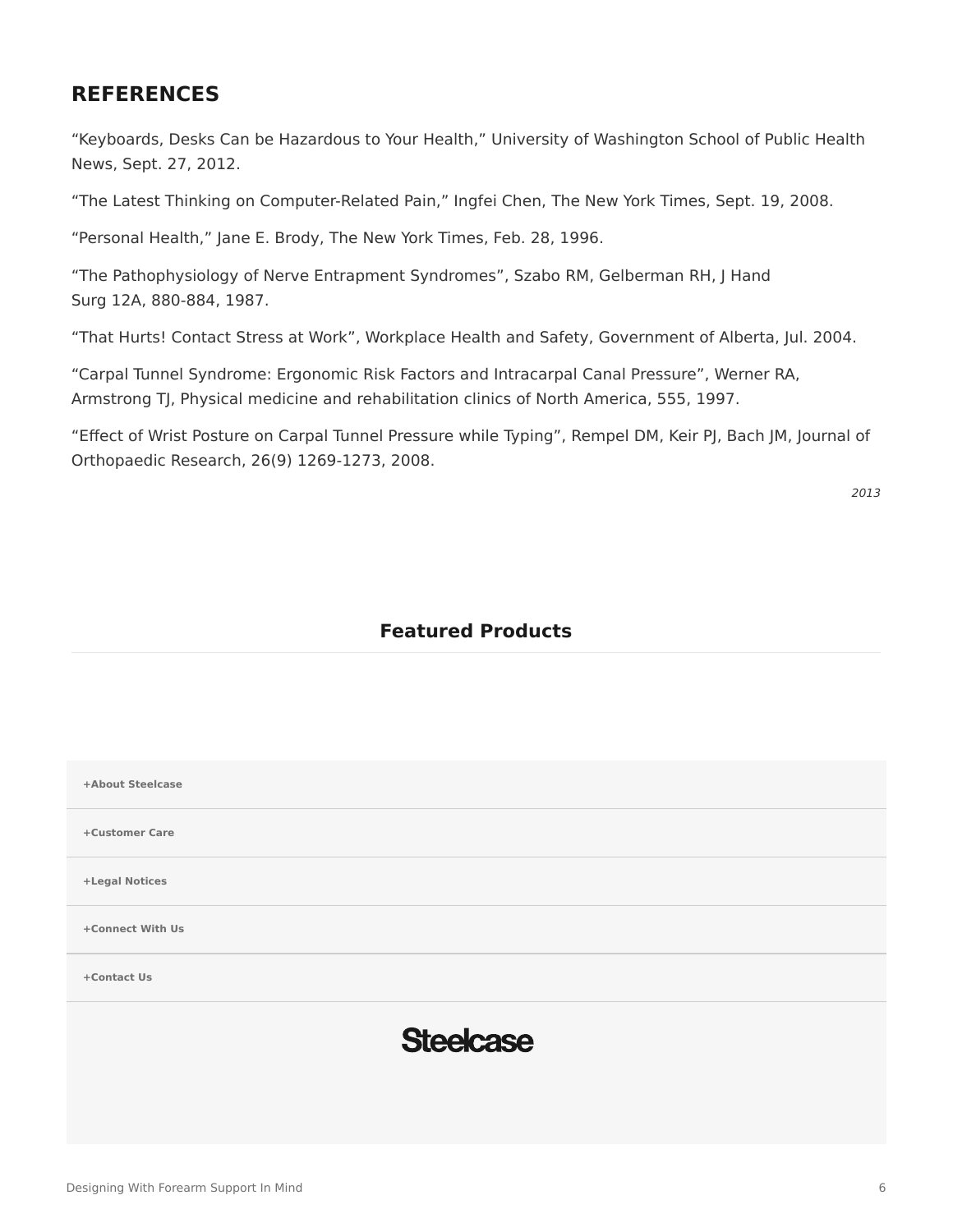## REFERENCES

“Keyboards, Desks Can be Hazardous to Your Health,” University of Washington School of Public Health News, Sept. 27, 2012.

“The Latest Thinking on Computer-Related Pain,” Ingfei Chen, The New York Times, Sept. 19, 2008.

“Personal Health,” Jane E. Brody, The New York Times, Feb. 28, 1996.

“The Pathophysiology of Nerve Entrapment Syndromes”, Szabo RM, Gelberman RH, J Hand Surg 12A, 880-884, 1987.

“That Hurts! Contact Stress at Work”, Workplace Health and Safety, Government of Alberta, Jul. 2004.

“Carpal Tunnel Syndrome: Ergonomic Risk Factors and Intracarpal Canal Pressure”, Werner RA, Armstrong TJ, Physical medicine and rehabilitation clinics of North America, 555, 1997.

“Effect of Wrist Posture on Carpal Tunnel Pressure while Typing”, Rempel DM, Keir PJ, Bach JM, Journal of Orthopaedic Research, 26(9) 1269-1273, 2008.

*2013*

### Featured Products

**+About Steelcase**

**+Customer Care**

**+Legal Notices**

**+Connect With Us**

**+Contact Us**

Steelcase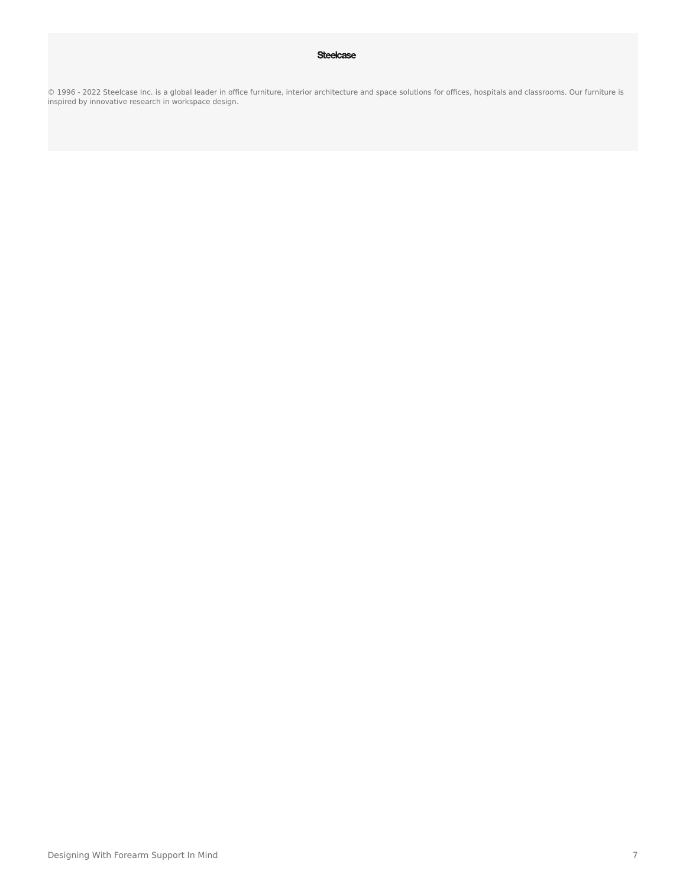Steelcase

© 1996 - 2022 Steelcase Inc. is a global leader in office furniture, interior architecture and space solutions for offices, hospitals and classrooms. Our furniture is inspired by innovative research in workspace design.